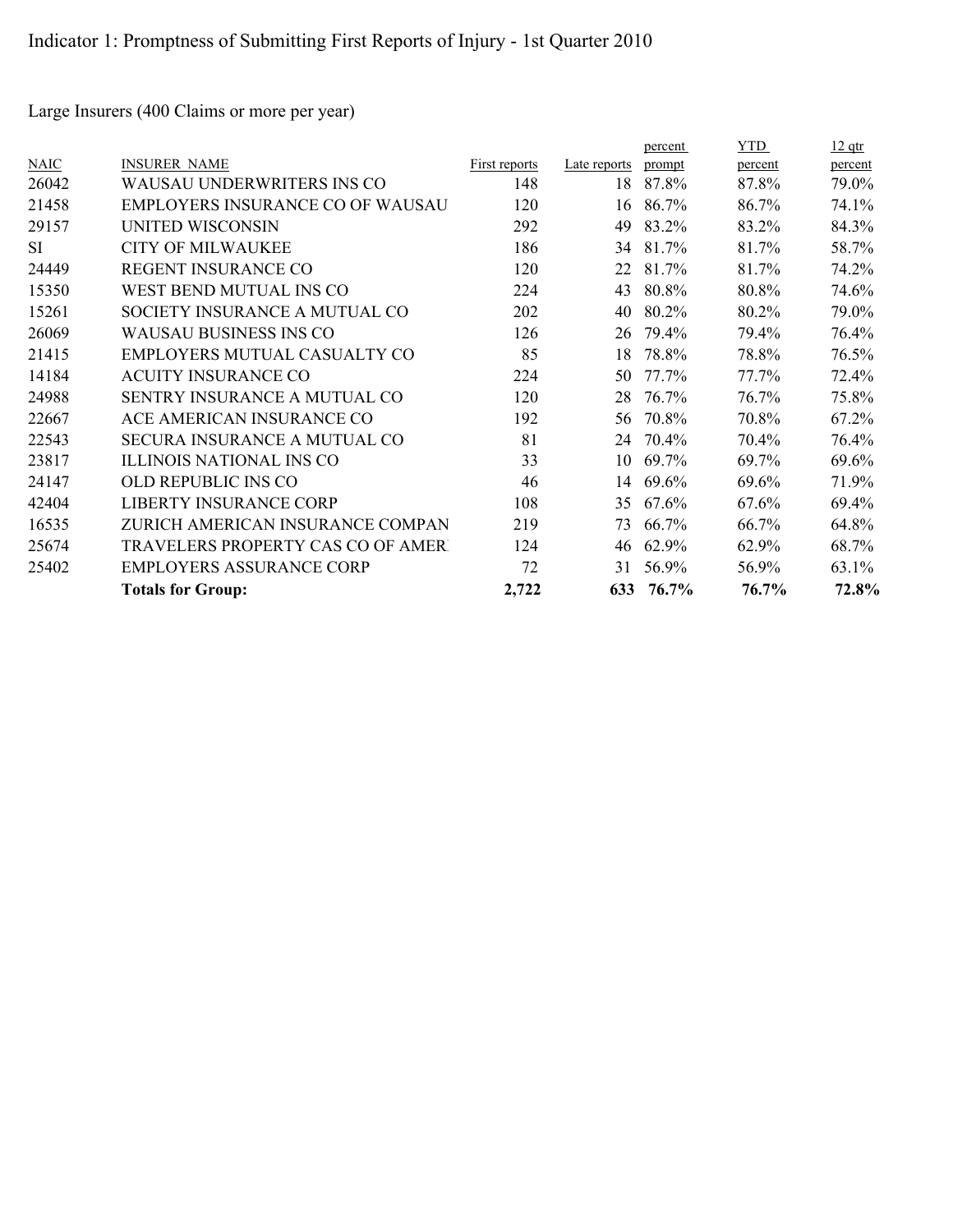# Indicator 1: Promptness of Submitting First Reports of Injury - 1st Quarter 2010

## Large Insurers (400 Claims or more per year)

| NAIC | INSURER NAME | First reports | Late reports | percent prompt | YTD percent | 12 qtr percent |
|---|---|---|---|---|---|---|
| 26042 | WAUSAU UNDERWRITERS INS CO | 148 | 18 | 87.8% | 87.8% | 79.0% |
| 21458 | EMPLOYERS INSURANCE CO OF WAUSAU | 120 | 16 | 86.7% | 86.7% | 74.1% |
| 29157 | UNITED WISCONSIN | 292 | 49 | 83.2% | 83.2% | 84.3% |
| SI | CITY OF MILWAUKEE | 186 | 34 | 81.7% | 81.7% | 58.7% |
| 24449 | REGENT INSURANCE CO | 120 | 22 | 81.7% | 81.7% | 74.2% |
| 15350 | WEST BEND MUTUAL INS CO | 224 | 43 | 80.8% | 80.8% | 74.6% |
| 15261 | SOCIETY INSURANCE A MUTUAL CO | 202 | 40 | 80.2% | 80.2% | 79.0% |
| 26069 | WAUSAU BUSINESS INS CO | 126 | 26 | 79.4% | 79.4% | 76.4% |
| 21415 | EMPLOYERS MUTUAL CASUALTY CO | 85 | 18 | 78.8% | 78.8% | 76.5% |
| 14184 | ACUITY INSURANCE CO | 224 | 50 | 77.7% | 77.7% | 72.4% |
| 24988 | SENTRY INSURANCE A MUTUAL CO | 120 | 28 | 76.7% | 76.7% | 75.8% |
| 22667 | ACE AMERICAN INSURANCE CO | 192 | 56 | 70.8% | 70.8% | 67.2% |
| 22543 | SECURA INSURANCE A MUTUAL CO | 81 | 24 | 70.4% | 70.4% | 76.4% |
| 23817 | ILLINOIS NATIONAL INS CO | 33 | 10 | 69.7% | 69.7% | 69.6% |
| 24147 | OLD REPUBLIC INS CO | 46 | 14 | 69.6% | 69.6% | 71.9% |
| 42404 | LIBERTY INSURANCE CORP | 108 | 35 | 67.6% | 67.6% | 69.4% |
| 16535 | ZURICH AMERICAN INSURANCE COMPAN | 219 | 73 | 66.7% | 66.7% | 64.8% |
| 25674 | TRAVELERS PROPERTY CAS CO OF AMER | 124 | 46 | 62.9% | 62.9% | 68.7% |
| 25402 | EMPLOYERS ASSURANCE CORP | 72 | 31 | 56.9% | 56.9% | 63.1% |
| | **Totals for Group:** | **2,722** | **633** | **76.7%** | **76.7%** | **72.8%** |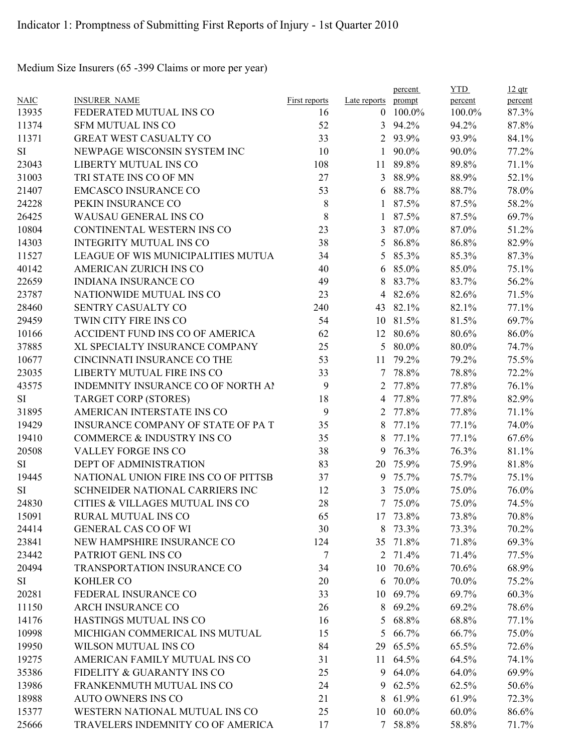Indicator 1: Promptness of Submitting First Reports of Injury - 1st Quarter 2010

Medium Size Insurers (65 -399 Claims or more per year)

| NAIC | INSURER NAME | First reports | Late reports | percent prompt | YTD percent | 12 qtr percent |
|---|---|---|---|---|---|---|
| 13935 | FEDERATED MUTUAL INS CO | 16 | 0 | 100.0% | 100.0% | 87.3% |
| 11374 | SFM MUTUAL INS CO | 52 | 3 | 94.2% | 94.2% | 87.8% |
| 11371 | GREAT WEST CASUALTY CO | 33 | 2 | 93.9% | 93.9% | 84.1% |
| SI | NEWPAGE WISCONSIN SYSTEM INC | 10 | 1 | 90.0% | 90.0% | 77.2% |
| 23043 | LIBERTY MUTUAL INS CO | 108 | 11 | 89.8% | 89.8% | 71.1% |
| 31003 | TRI STATE INS CO OF MN | 27 | 3 | 88.9% | 88.9% | 52.1% |
| 21407 | EMCASCO INSURANCE CO | 53 | 6 | 88.7% | 88.7% | 78.0% |
| 24228 | PEKIN INSURANCE CO | 8 | 1 | 87.5% | 87.5% | 58.2% |
| 26425 | WAUSAU GENERAL INS CO | 8 | 1 | 87.5% | 87.5% | 69.7% |
| 10804 | CONTINENTAL WESTERN INS CO | 23 | 3 | 87.0% | 87.0% | 51.2% |
| 14303 | INTEGRITY MUTUAL INS CO | 38 | 5 | 86.8% | 86.8% | 82.9% |
| 11527 | LEAGUE OF WIS MUNICIPALITIES MUTUA | 34 | 5 | 85.3% | 85.3% | 87.3% |
| 40142 | AMERICAN ZURICH INS CO | 40 | 6 | 85.0% | 85.0% | 75.1% |
| 22659 | INDIANA INSURANCE CO | 49 | 8 | 83.7% | 83.7% | 56.2% |
| 23787 | NATIONWIDE MUTUAL INS CO | 23 | 4 | 82.6% | 82.6% | 71.5% |
| 28460 | SENTRY CASUALTY CO | 240 | 43 | 82.1% | 82.1% | 77.1% |
| 29459 | TWIN CITY FIRE INS CO | 54 | 10 | 81.5% | 81.5% | 69.7% |
| 10166 | ACCIDENT FUND INS CO OF AMERICA | 62 | 12 | 80.6% | 80.6% | 86.0% |
| 37885 | XL SPECIALTY INSURANCE COMPANY | 25 | 5 | 80.0% | 80.0% | 74.7% |
| 10677 | CINCINNATI INSURANCE CO THE | 53 | 11 | 79.2% | 79.2% | 75.5% |
| 23035 | LIBERTY MUTUAL FIRE INS CO | 33 | 7 | 78.8% | 78.8% | 72.2% |
| 43575 | INDEMNITY INSURANCE CO OF NORTH AI | 9 | 2 | 77.8% | 77.8% | 76.1% |
| SI | TARGET CORP (STORES) | 18 | 4 | 77.8% | 77.8% | 82.9% |
| 31895 | AMERICAN INTERSTATE INS CO | 9 | 2 | 77.8% | 77.8% | 71.1% |
| 19429 | INSURANCE COMPANY OF STATE OF PA T | 35 | 8 | 77.1% | 77.1% | 74.0% |
| 19410 | COMMERCE & INDUSTRY INS CO | 35 | 8 | 77.1% | 77.1% | 67.6% |
| 20508 | VALLEY FORGE INS CO | 38 | 9 | 76.3% | 76.3% | 81.1% |
| SI | DEPT OF ADMINISTRATION | 83 | 20 | 75.9% | 75.9% | 81.8% |
| 19445 | NATIONAL UNION FIRE INS CO OF PITTSB | 37 | 9 | 75.7% | 75.7% | 75.1% |
| SI | SCHNEIDER NATIONAL CARRIERS INC | 12 | 3 | 75.0% | 75.0% | 76.0% |
| 24830 | CITIES & VILLAGES MUTUAL INS CO | 28 | 7 | 75.0% | 75.0% | 74.5% |
| 15091 | RURAL MUTUAL INS CO | 65 | 17 | 73.8% | 73.8% | 70.8% |
| 24414 | GENERAL CAS CO OF WI | 30 | 8 | 73.3% | 73.3% | 70.2% |
| 23841 | NEW HAMPSHIRE INSURANCE CO | 124 | 35 | 71.8% | 71.8% | 69.3% |
| 23442 | PATRIOT GENL INS CO | 7 | 2 | 71.4% | 71.4% | 77.5% |
| 20494 | TRANSPORTATION INSURANCE CO | 34 | 10 | 70.6% | 70.6% | 68.9% |
| SI | KOHLER CO | 20 | 6 | 70.0% | 70.0% | 75.2% |
| 20281 | FEDERAL INSURANCE CO | 33 | 10 | 69.7% | 69.7% | 60.3% |
| 11150 | ARCH INSURANCE CO | 26 | 8 | 69.2% | 69.2% | 78.6% |
| 14176 | HASTINGS MUTUAL INS CO | 16 | 5 | 68.8% | 68.8% | 77.1% |
| 10998 | MICHIGAN COMMERICAL INS MUTUAL | 15 | 5 | 66.7% | 66.7% | 75.0% |
| 19950 | WILSON MUTUAL INS CO | 84 | 29 | 65.5% | 65.5% | 72.6% |
| 19275 | AMERICAN FAMILY MUTUAL INS CO | 31 | 11 | 64.5% | 64.5% | 74.1% |
| 35386 | FIDELITY & GUARANTY INS CO | 25 | 9 | 64.0% | 64.0% | 69.9% |
| 13986 | FRANKENMUTH MUTUAL INS CO | 24 | 9 | 62.5% | 62.5% | 50.6% |
| 18988 | AUTO OWNERS INS CO | 21 | 8 | 61.9% | 61.9% | 72.3% |
| 15377 | WESTERN NATIONAL MUTUAL INS CO | 25 | 10 | 60.0% | 60.0% | 86.6% |
| 25666 | TRAVELERS INDEMNITY CO OF AMERICA | 17 | 7 | 58.8% | 58.8% | 71.7% |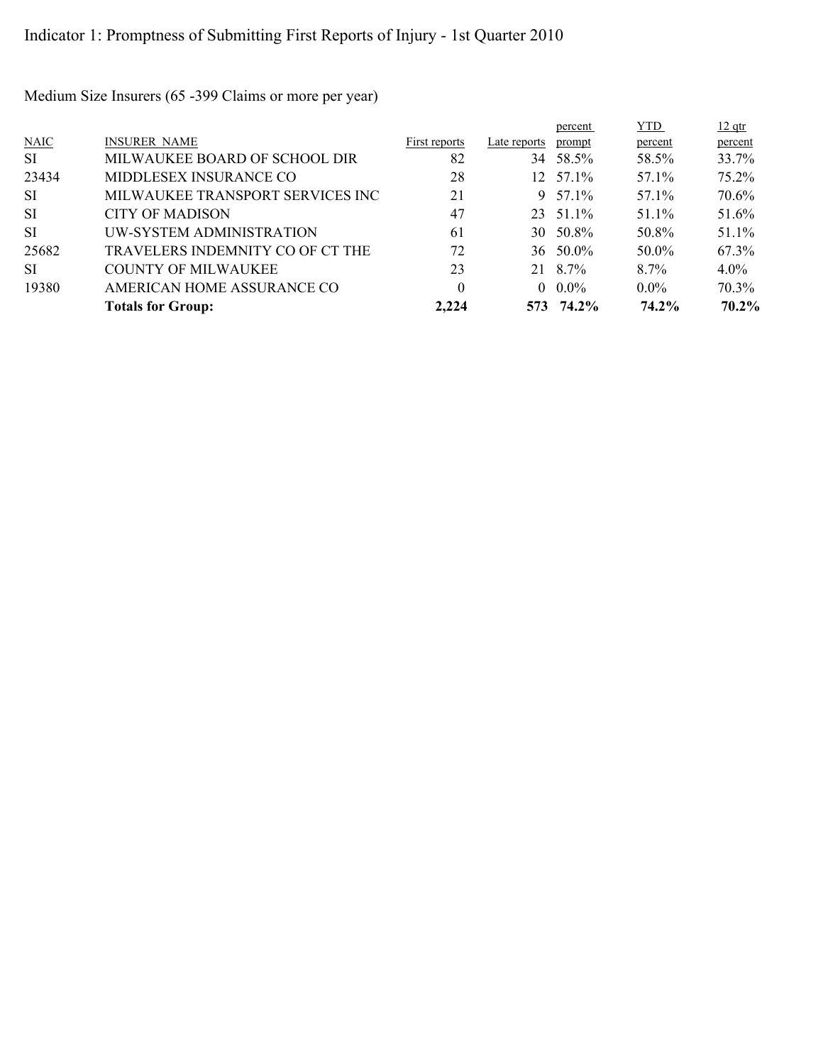# Indicator 1: Promptness of Submitting First Reports of Injury - 1st Quarter 2010

Medium Size Insurers (65 -399 Claims or more per year)

| NAIC | INSURER NAME | First reports | Late reports | percent prompt | YTD percent | 12 qtr percent |
|---|---|---|---|---|---|---|
| SI | MILWAUKEE BOARD OF SCHOOL DIR | 82 | 34 | 58.5% | 58.5% | 33.7% |
| 23434 | MIDDLESEX INSURANCE CO | 28 | 12 | 57.1% | 57.1% | 75.2% |
| SI | MILWAUKEE TRANSPORT SERVICES INC | 21 | 9 | 57.1% | 57.1% | 70.6% |
| SI | CITY OF MADISON | 47 | 23 | 51.1% | 51.1% | 51.6% |
| SI | UW-SYSTEM ADMINISTRATION | 61 | 30 | 50.8% | 50.8% | 51.1% |
| 25682 | TRAVELERS INDEMNITY CO OF CT THE | 72 | 36 | 50.0% | 50.0% | 67.3% |
| SI | COUNTY OF MILWAUKEE | 23 | 21 | 8.7% | 8.7% | 4.0% |
| 19380 | AMERICAN HOME ASSURANCE CO | 0 | 0 | 0.0% | 0.0% | 70.3% |
| | **Totals for Group:** | **2,224** | **573** | **74.2%** | **74.2%** | **70.2%** |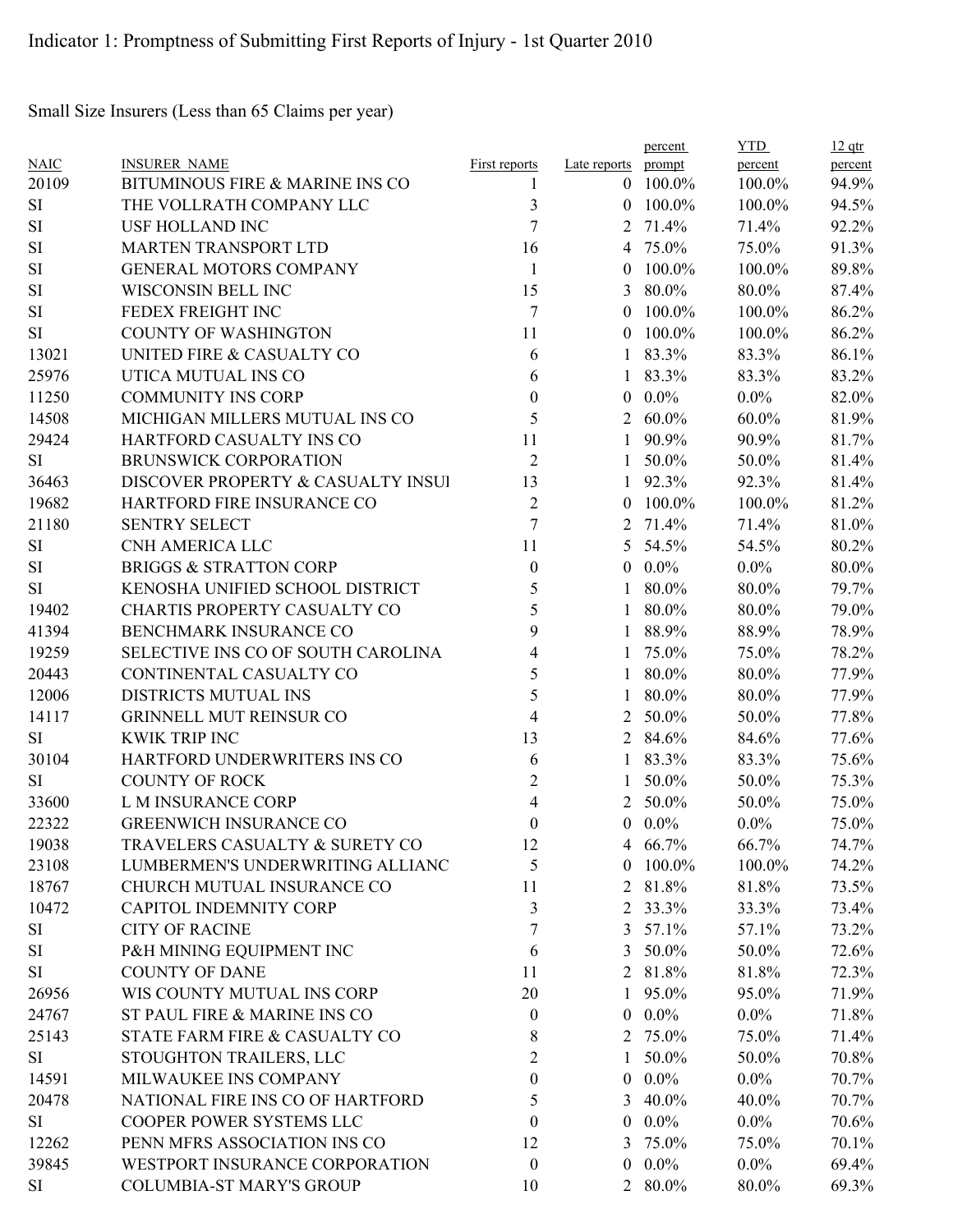# Indicator 1: Promptness of Submitting First Reports of Injury - 1st Quarter 2010

## Small Size Insurers (Less than 65 Claims per year)

| NAIC | INSURER_NAME | First reports | Late reports | percent prompt | YTD percent | 12 qtr percent |
|---|---|---|---|---|---|---|
| 20109 | BITUMINOUS FIRE & MARINE INS CO | 1 | 0 | 100.0% | 100.0% | 94.9% |
| SI | THE VOLLRATH COMPANY LLC | 3 | 0 | 100.0% | 100.0% | 94.5% |
| SI | USF HOLLAND INC | 7 | 2 | 71.4% | 71.4% | 92.2% |
| SI | MARTEN TRANSPORT LTD | 16 | 4 | 75.0% | 75.0% | 91.3% |
| SI | GENERAL MOTORS COMPANY | 1 | 0 | 100.0% | 100.0% | 89.8% |
| SI | WISCONSIN BELL INC | 15 | 3 | 80.0% | 80.0% | 87.4% |
| SI | FEDEX FREIGHT INC | 7 | 0 | 100.0% | 100.0% | 86.2% |
| SI | COUNTY OF WASHINGTON | 11 | 0 | 100.0% | 100.0% | 86.2% |
| 13021 | UNITED FIRE & CASUALTY CO | 6 | 1 | 83.3% | 83.3% | 86.1% |
| 25976 | UTICA MUTUAL INS CO | 6 | 1 | 83.3% | 83.3% | 83.2% |
| 11250 | COMMUNITY INS CORP | 0 | 0 | 0.0% | 0.0% | 82.0% |
| 14508 | MICHIGAN MILLERS MUTUAL INS CO | 5 | 2 | 60.0% | 60.0% | 81.9% |
| 29424 | HARTFORD CASUALTY INS CO | 11 | 1 | 90.9% | 90.9% | 81.7% |
| SI | BRUNSWICK CORPORATION | 2 | 1 | 50.0% | 50.0% | 81.4% |
| 36463 | DISCOVER PROPERTY & CASUALTY INSUI | 13 | 1 | 92.3% | 92.3% | 81.4% |
| 19682 | HARTFORD FIRE INSURANCE CO | 2 | 0 | 100.0% | 100.0% | 81.2% |
| 21180 | SENTRY SELECT | 7 | 2 | 71.4% | 71.4% | 81.0% |
| SI | CNH AMERICA LLC | 11 | 5 | 54.5% | 54.5% | 80.2% |
| SI | BRIGGS & STRATTON CORP | 0 | 0 | 0.0% | 0.0% | 80.0% |
| SI | KENOSHA UNIFIED SCHOOL DISTRICT | 5 | 1 | 80.0% | 80.0% | 79.7% |
| 19402 | CHARTIS PROPERTY CASUALTY CO | 5 | 1 | 80.0% | 80.0% | 79.0% |
| 41394 | BENCHMARK INSURANCE CO | 9 | 1 | 88.9% | 88.9% | 78.9% |
| 19259 | SELECTIVE INS CO OF SOUTH CAROLINA | 4 | 1 | 75.0% | 75.0% | 78.2% |
| 20443 | CONTINENTAL CASUALTY CO | 5 | 1 | 80.0% | 80.0% | 77.9% |
| 12006 | DISTRICTS MUTUAL INS | 5 | 1 | 80.0% | 80.0% | 77.9% |
| 14117 | GRINNELL MUT REINSUR CO | 4 | 2 | 50.0% | 50.0% | 77.8% |
| SI | KWIK TRIP INC | 13 | 2 | 84.6% | 84.6% | 77.6% |
| 30104 | HARTFORD UNDERWRITERS INS CO | 6 | 1 | 83.3% | 83.3% | 75.6% |
| SI | COUNTY OF ROCK | 2 | 1 | 50.0% | 50.0% | 75.3% |
| 33600 | L M INSURANCE CORP | 4 | 2 | 50.0% | 50.0% | 75.0% |
| 22322 | GREENWICH INSURANCE CO | 0 | 0 | 0.0% | 0.0% | 75.0% |
| 19038 | TRAVELERS CASUALTY & SURETY CO | 12 | 4 | 66.7% | 66.7% | 74.7% |
| 23108 | LUMBERMEN'S UNDERWRITING ALLIANC | 5 | 0 | 100.0% | 100.0% | 74.2% |
| 18767 | CHURCH MUTUAL INSURANCE CO | 11 | 2 | 81.8% | 81.8% | 73.5% |
| 10472 | CAPITOL INDEMNITY CORP | 3 | 2 | 33.3% | 33.3% | 73.4% |
| SI | CITY OF RACINE | 7 | 3 | 57.1% | 57.1% | 73.2% |
| SI | P&H MINING EQUIPMENT INC | 6 | 3 | 50.0% | 50.0% | 72.6% |
| SI | COUNTY OF DANE | 11 | 2 | 81.8% | 81.8% | 72.3% |
| 26956 | WIS COUNTY MUTUAL INS CORP | 20 | 1 | 95.0% | 95.0% | 71.9% |
| 24767 | ST PAUL FIRE & MARINE INS CO | 0 | 0 | 0.0% | 0.0% | 71.8% |
| 25143 | STATE FARM FIRE & CASUALTY CO | 8 | 2 | 75.0% | 75.0% | 71.4% |
| SI | STOUGHTON TRAILERS, LLC | 2 | 1 | 50.0% | 50.0% | 70.8% |
| 14591 | MILWAUKEE INS COMPANY | 0 | 0 | 0.0% | 0.0% | 70.7% |
| 20478 | NATIONAL FIRE INS CO OF HARTFORD | 5 | 3 | 40.0% | 40.0% | 70.7% |
| SI | COOPER POWER SYSTEMS LLC | 0 | 0 | 0.0% | 0.0% | 70.6% |
| 12262 | PENN MFRS ASSOCIATION INS CO | 12 | 3 | 75.0% | 75.0% | 70.1% |
| 39845 | WESTPORT INSURANCE CORPORATION | 0 | 0 | 0.0% | 0.0% | 69.4% |
| SI | COLUMBIA-ST MARY'S GROUP | 10 | 2 | 80.0% | 80.0% | 69.3% |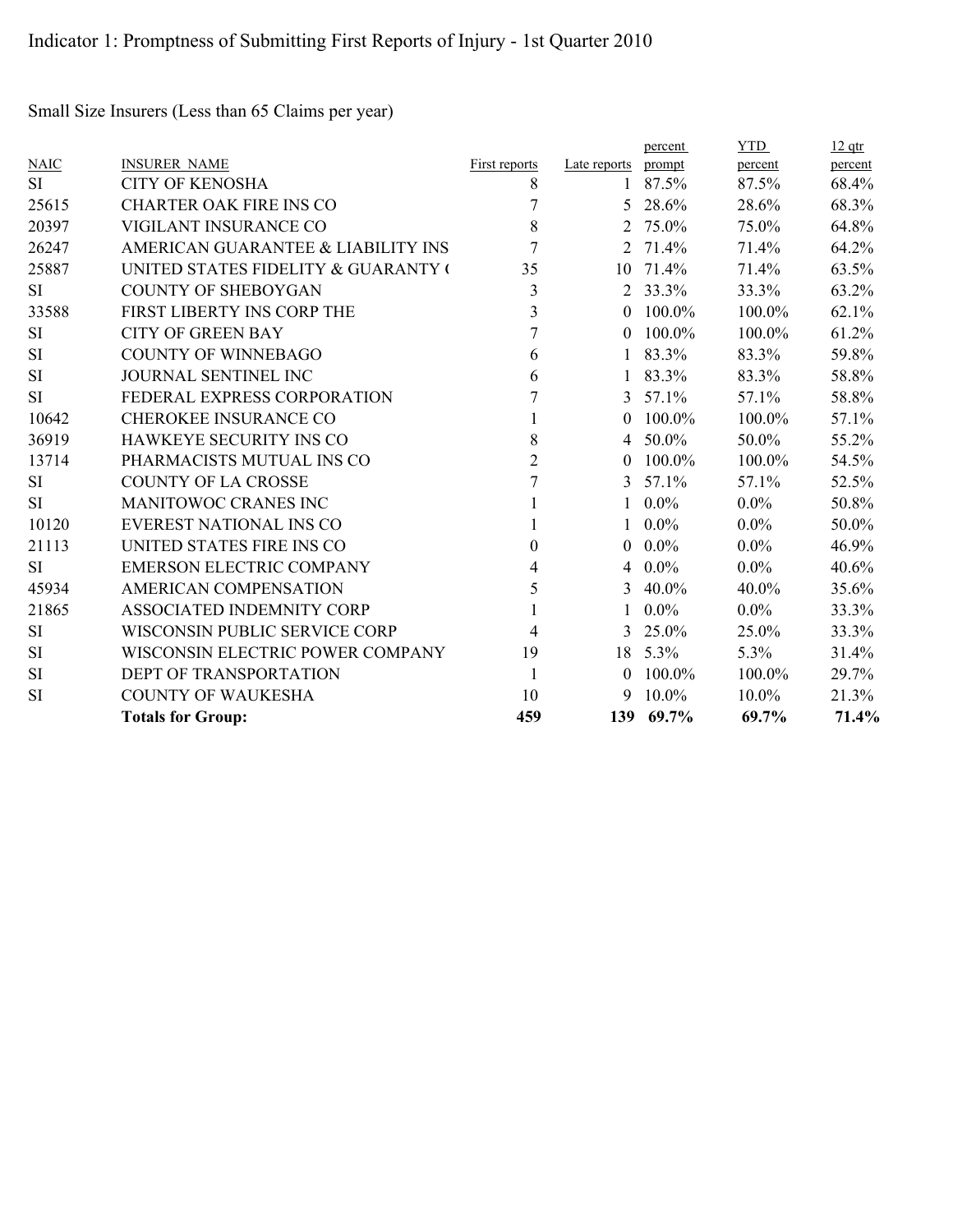# Indicator 1: Promptness of Submitting First Reports of Injury - 1st Quarter 2010

## Small Size Insurers (Less than 65 Claims per year)

| NAIC | INSURER NAME | First reports | Late reports | percent prompt | YTD percent | 12 qtr percent |
|---|---|---|---|---|---|---|
| SI | CITY OF KENOSHA | 8 | 1 | 87.5% | 87.5% | 68.4% |
| 25615 | CHARTER OAK FIRE INS CO | 7 | 5 | 28.6% | 28.6% | 68.3% |
| 20397 | VIGILANT INSURANCE CO | 8 | 2 | 75.0% | 75.0% | 64.8% |
| 26247 | AMERICAN GUARANTEE & LIABILITY INS | 7 | 2 | 71.4% | 71.4% | 64.2% |
| 25887 | UNITED STATES FIDELITY & GUARANTY ( | 35 | 10 | 71.4% | 71.4% | 63.5% |
| SI | COUNTY OF SHEBOYGAN | 3 | 2 | 33.3% | 33.3% | 63.2% |
| 33588 | FIRST LIBERTY INS CORP THE | 3 | 0 | 100.0% | 100.0% | 62.1% |
| SI | CITY OF GREEN BAY | 7 | 0 | 100.0% | 100.0% | 61.2% |
| SI | COUNTY OF WINNEBAGO | 6 | 1 | 83.3% | 83.3% | 59.8% |
| SI | JOURNAL SENTINEL INC | 6 | 1 | 83.3% | 83.3% | 58.8% |
| SI | FEDERAL EXPRESS CORPORATION | 7 | 3 | 57.1% | 57.1% | 58.8% |
| 10642 | CHEROKEE INSURANCE CO | 1 | 0 | 100.0% | 100.0% | 57.1% |
| 36919 | HAWKEYE SECURITY INS CO | 8 | 4 | 50.0% | 50.0% | 55.2% |
| 13714 | PHARMACISTS MUTUAL INS CO | 2 | 0 | 100.0% | 100.0% | 54.5% |
| SI | COUNTY OF LA CROSSE | 7 | 3 | 57.1% | 57.1% | 52.5% |
| SI | MANITOWOC CRANES INC | 1 | 1 | 0.0% | 0.0% | 50.8% |
| 10120 | EVEREST NATIONAL INS CO | 1 | 1 | 0.0% | 0.0% | 50.0% |
| 21113 | UNITED STATES FIRE INS CO | 0 | 0 | 0.0% | 0.0% | 46.9% |
| SI | EMERSON ELECTRIC COMPANY | 4 | 4 | 0.0% | 0.0% | 40.6% |
| 45934 | AMERICAN COMPENSATION | 5 | 3 | 40.0% | 40.0% | 35.6% |
| 21865 | ASSOCIATED INDEMNITY CORP | 1 | 1 | 0.0% | 0.0% | 33.3% |
| SI | WISCONSIN PUBLIC SERVICE CORP | 4 | 3 | 25.0% | 25.0% | 33.3% |
| SI | WISCONSIN ELECTRIC POWER COMPANY | 19 | 18 | 5.3% | 5.3% | 31.4% |
| SI | DEPT OF TRANSPORTATION | 1 | 0 | 100.0% | 100.0% | 29.7% |
| SI | COUNTY OF WAUKESHA | 10 | 9 | 10.0% | 10.0% | 21.3% |
| | **Totals for Group:** | **459** | **139** | **69.7%** | **69.7%** | **71.4%** |